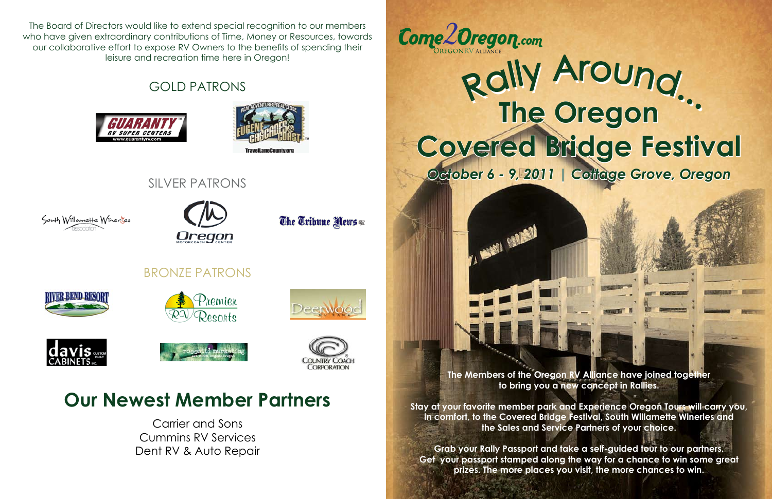The Board of Directors would like to extend special recognition to our members who have given extraordinary contributions of Time, Money or Resources, towards our collaborative effort to expose RV Owners to the benefits of spending their leisure and recreation time here in Oregon!

## GOLD PATRONS

## SILVER PATRONS

## BRONZE PATRONS

# Our Newest Member Partners

Carrier and Sons
Cummins RV Services
Dent RV & Auto Repair

Come2Oregon.com
OREGON RV ALLIANCE

# Rally Around... The Oregon Covered Bridge Festival

***October 6 - 9, 2011 | Cottage Grove, Oregon***

**The Members of the Oregon RV Alliance have joined together to bring you a new concept in Rallies.**

**Stay at your favorite member park and Experience Oregon Tours will carry you, in comfort, to the Covered Bridge Festival, South Willamette Wineries and the Sales and Service Partners of your choice.**

**Grab your Rally Passport and take a self-guided tour to our partners. Get your passport stamped along the way for a chance to win some great prizes. The more places you visit, the more chances to win.**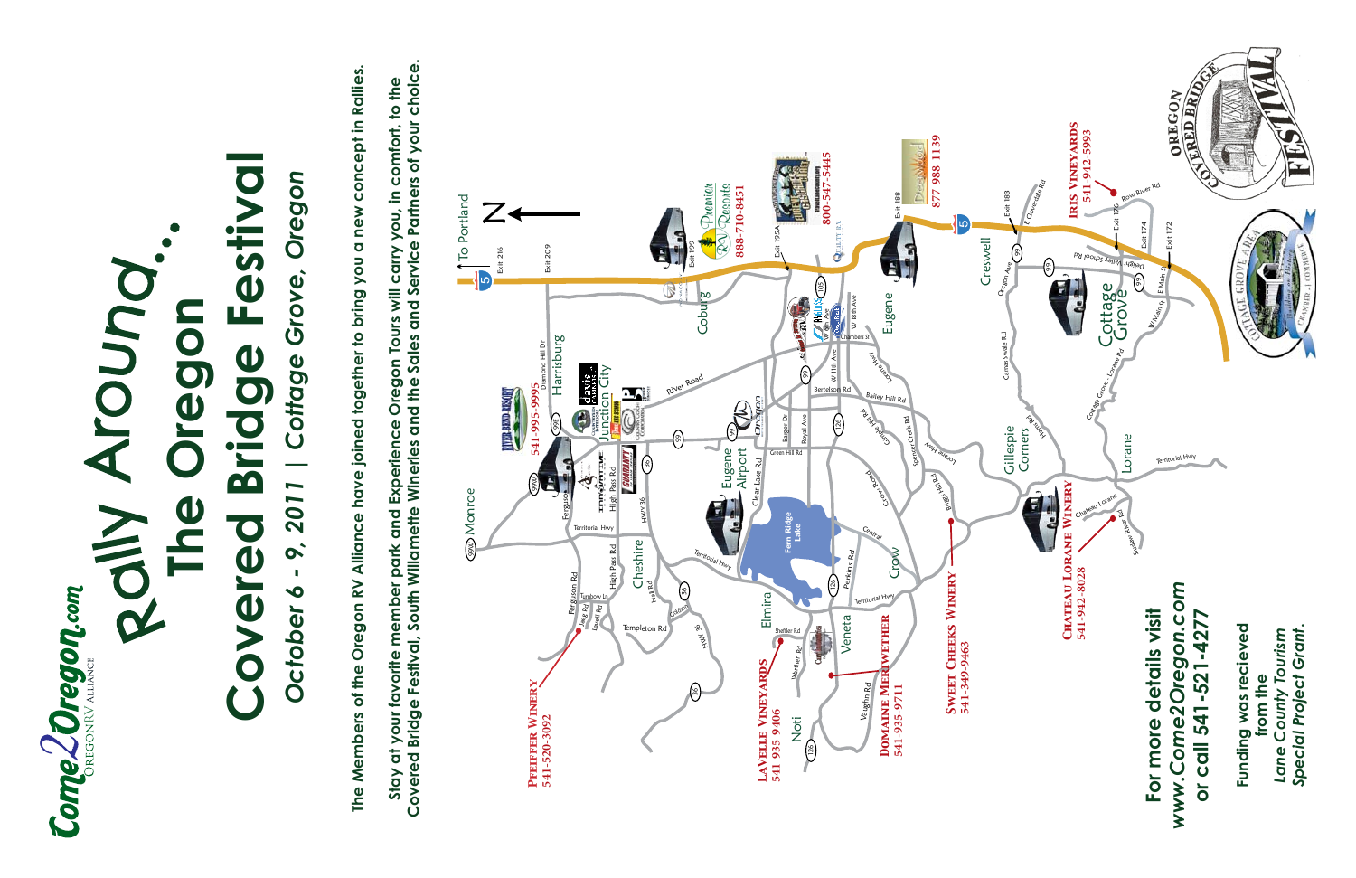Come2Oregon.com
OREGON RV ALLIANCE

# Rally Around...

# The Oregon Covered Bridge Festival

## *October 6 - 9, 2011 | Cottage Grove, Oregon*

**The Members of the Oregon RV Alliance have joined together to bring you a new concept in Rallies.**

**Stay at your favorite member park and Experience Oregon Tours will carry you, in comfort, to the Covered Bridge Festival, South Willamette Wineries and the Sales and Service Partners of your choice.**

To Portland

Exit 216
Exit 209
Exit 199
Exit 195A
Exit 188
Exit 183
Exit 176
Exit 174
Exit 172

Monroe
Harrisburg
Junction City
Coburg
Eugene Airport
Eugene
Cheshire
Elmira
Veneta
Noti
Crow
Fern Ridge Lake
Creswell
Gillespie Corners
Cottage Grove
Lorane

River Bend Resort
541-995-9995

Premier RV Resorts
888-710-8451

800-547-5445

Deerwood
877-988-1139

**Pfeiffer Winery**
541-520-3092

**LaVelle Vineyards**
541-935-9406

**Domaine Meriwether**
541-935-9711

**Sweet Cheeks Winery**
541-349-9463

**Chateau Lorane Winery**
541-942-8028

**Iris Vineyards**
541-942-5993

OREGON COVERED BRIDGE FESTIVAL

COTTAGE GROVE AREA CHAMBER of COMMERCE

**For more details visit www.Come2Oregon.com or call 541-521-4277**

**Funding was recieved from the *Lane County Tourism Special Project Grant.***